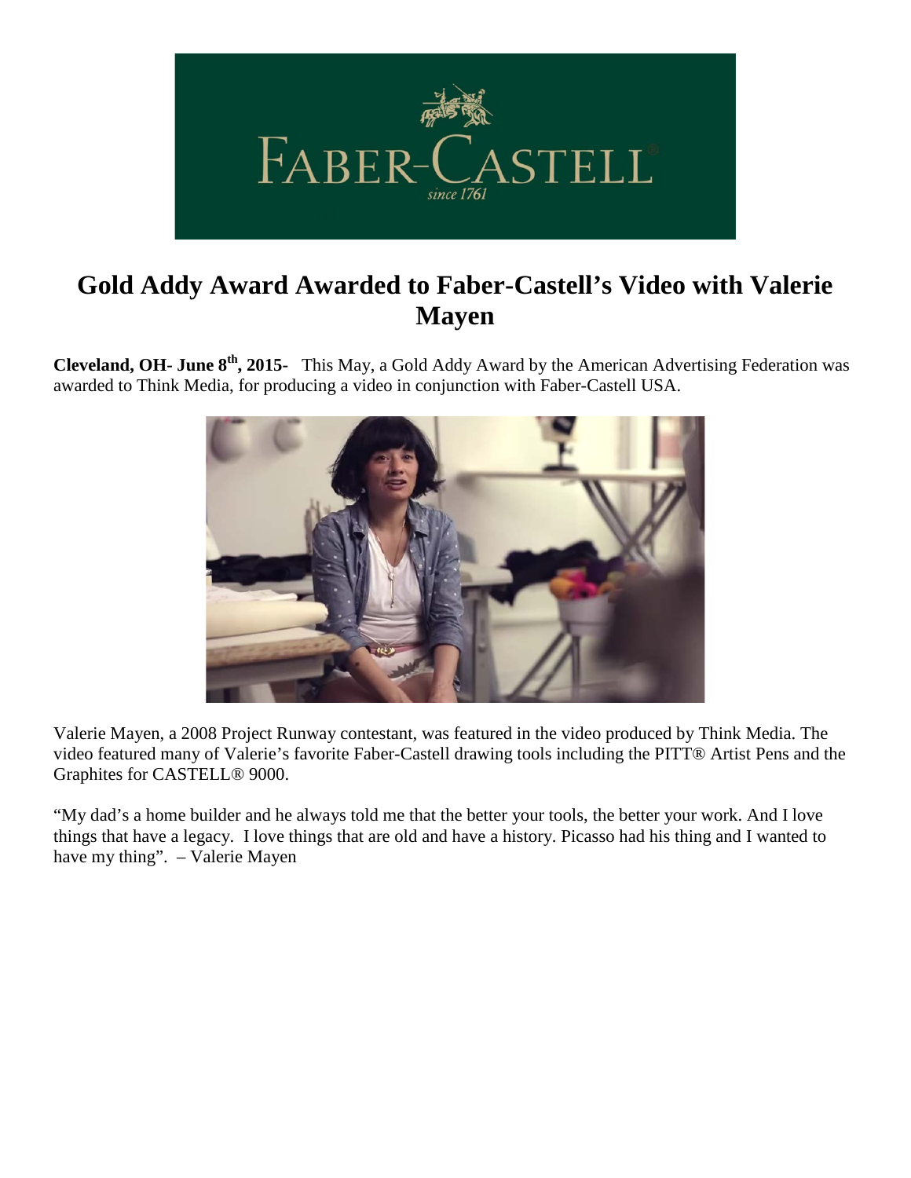# Gold Addy Award Awarded to Faber-Castell's Video with Valerie Mayen

**Cleveland, OH- June 8th, 2015-** This May, a Gold Addy Award by the American Advertising Federation was awarded to Think Media, for producing a video in conjunction with Faber-Castell USA.

Valerie Mayen, a 2008 Project Runway contestant, was featured in the video produced by Think Media. The video featured many of Valerie's favorite Faber-Castell drawing tools including the PITT® Artist Pens and the Graphites for CASTELL® 9000.

"My dad's a home builder and he always told me that the better your tools, the better your work. And I love things that have a legacy. I love things that are old and have a history. Picasso had his thing and I wanted to have my thing". – Valerie Mayen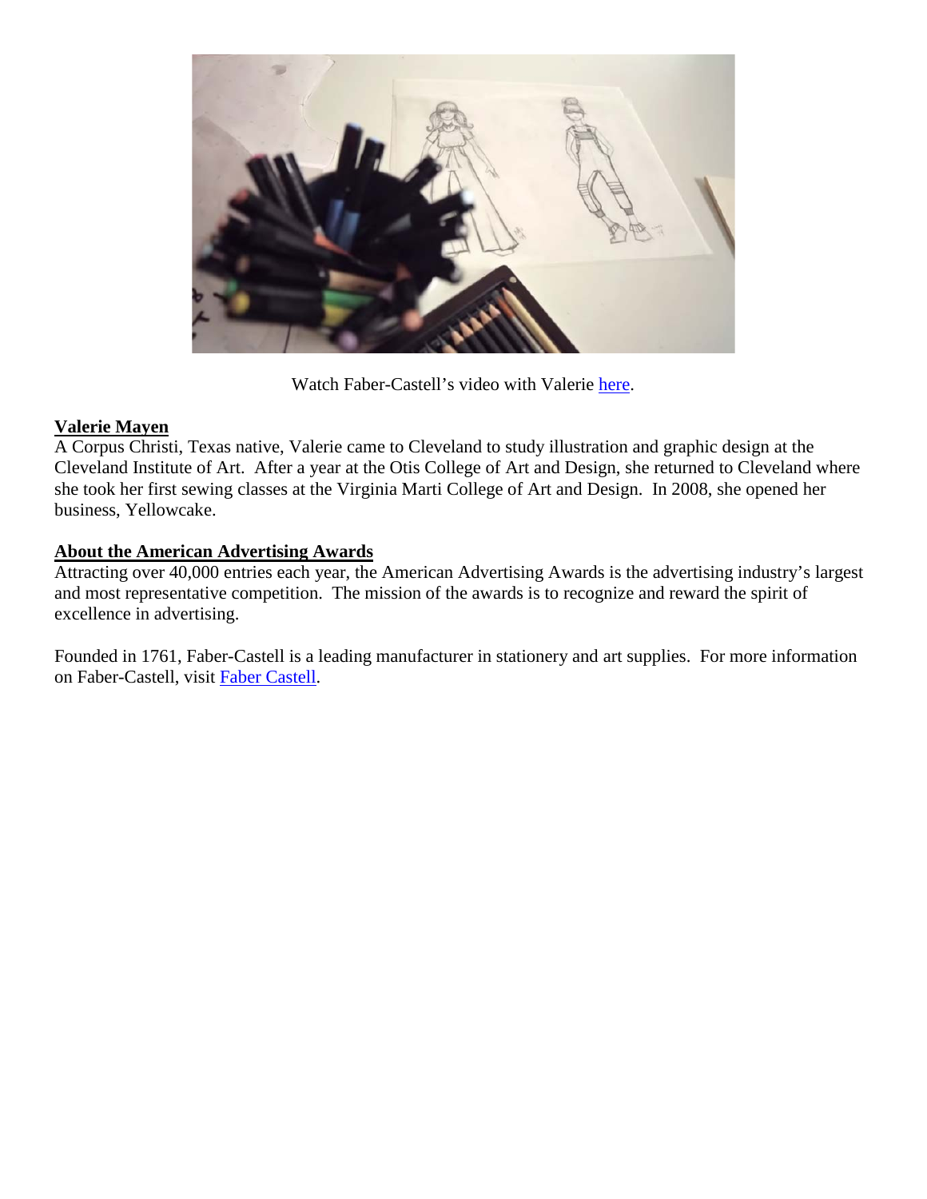Watch Faber-Castell's video with Valerie [here](#).

**Valerie Mayen**

A Corpus Christi, Texas native, Valerie came to Cleveland to study illustration and graphic design at the Cleveland Institute of Art. After a year at the Otis College of Art and Design, she returned to Cleveland where she took her first sewing classes at the Virginia Marti College of Art and Design. In 2008, she opened her business, Yellowcake.

**About the American Advertising Awards**

Attracting over 40,000 entries each year, the American Advertising Awards is the advertising industry's largest and most representative competition. The mission of the awards is to recognize and reward the spirit of excellence in advertising.

Founded in 1761, Faber-Castell is a leading manufacturer in stationery and art supplies. For more information on Faber-Castell, visit [Faber Castell](#).